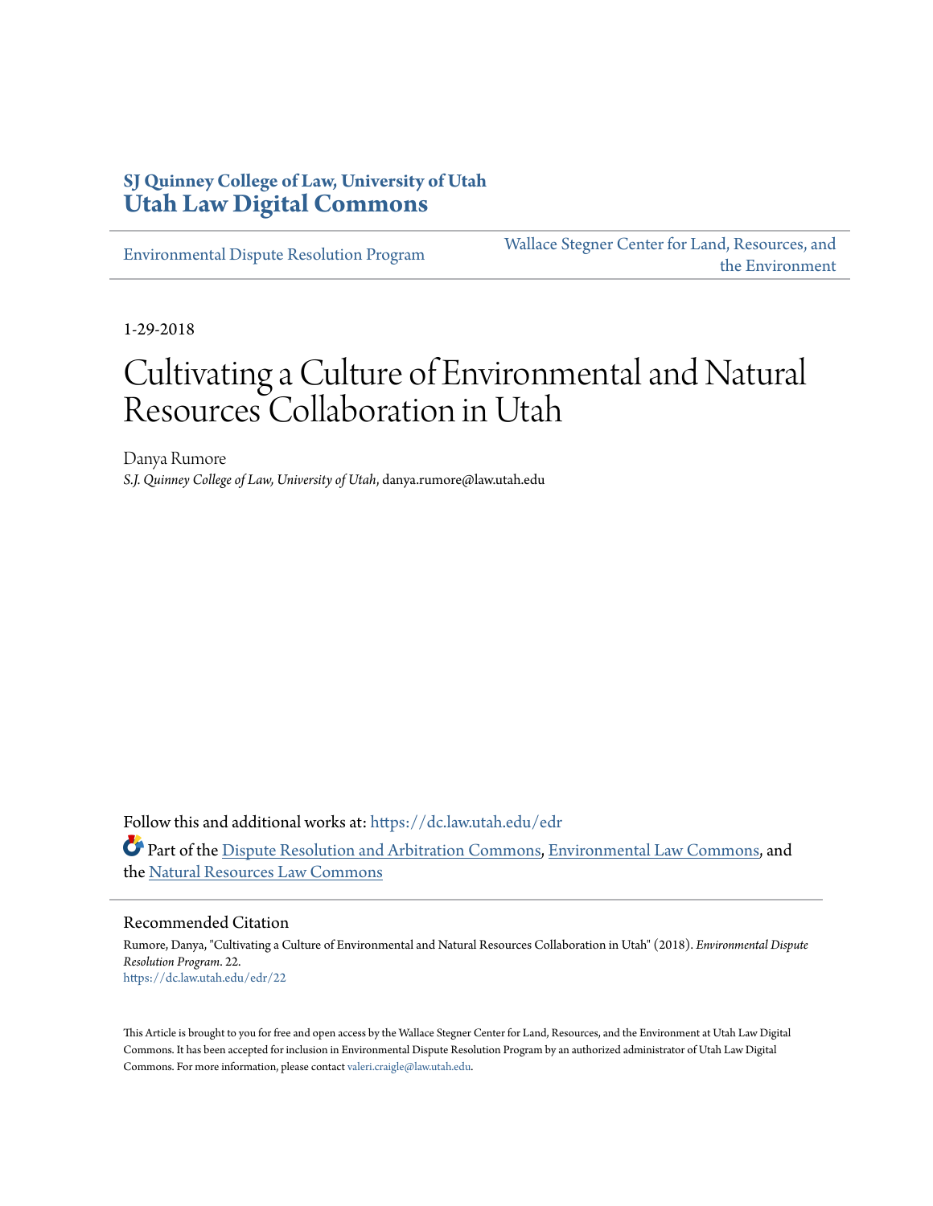**SJ Quinney College of Law, University of Utah**
**Utah Law Digital Commons**

Environmental Dispute Resolution Program | Wallace Stegner Center for Land, Resources, and the Environment

1-29-2018

# Cultivating a Culture of Environmental and Natural Resources Collaboration in Utah

Danya Rumore
*S.J. Quinney College of Law, University of Utah*, danya.rumore@law.utah.edu

Follow this and additional works at: https://dc.law.utah.edu/edr

Part of the Dispute Resolution and Arbitration Commons, Environmental Law Commons, and the Natural Resources Law Commons

## Recommended Citation

Rumore, Danya, "Cultivating a Culture of Environmental and Natural Resources Collaboration in Utah" (2018). *Environmental Dispute Resolution Program*. 22.
https://dc.law.utah.edu/edr/22

This Article is brought to you for free and open access by the Wallace Stegner Center for Land, Resources, and the Environment at Utah Law Digital Commons. It has been accepted for inclusion in Environmental Dispute Resolution Program by an authorized administrator of Utah Law Digital Commons. For more information, please contact valeri.craigle@law.utah.edu.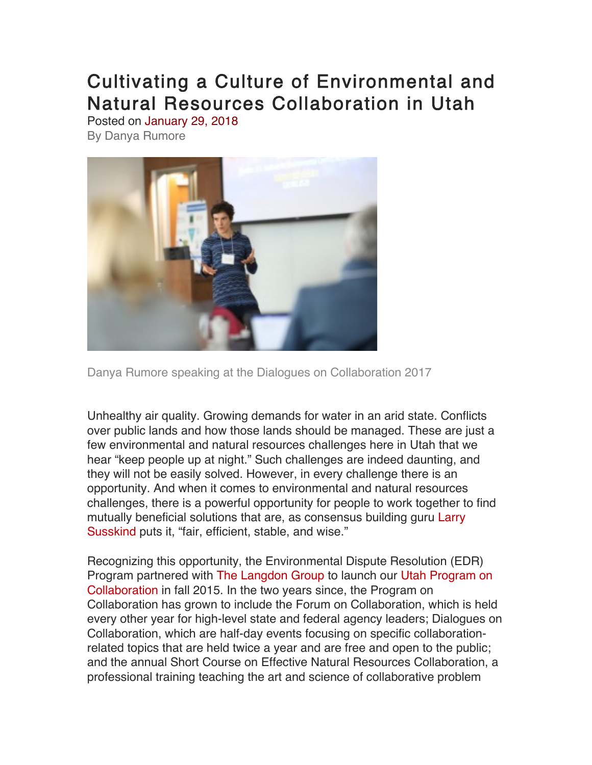# Cultivating a Culture of Environmental and Natural Resources Collaboration in Utah

Posted on January 29, 2018

By Danya Rumore

Danya Rumore speaking at the Dialogues on Collaboration 2017

Unhealthy air quality. Growing demands for water in an arid state. Conflicts over public lands and how those lands should be managed. These are just a few environmental and natural resources challenges here in Utah that we hear "keep people up at night." Such challenges are indeed daunting, and they will not be easily solved. However, in every challenge there is an opportunity. And when it comes to environmental and natural resources challenges, there is a powerful opportunity for people to work together to find mutually beneficial solutions that are, as consensus building guru Larry Susskind puts it, "fair, efficient, stable, and wise."

Recognizing this opportunity, the Environmental Dispute Resolution (EDR) Program partnered with The Langdon Group to launch our Utah Program on Collaboration in fall 2015. In the two years since, the Program on Collaboration has grown to include the Forum on Collaboration, which is held every other year for high-level state and federal agency leaders; Dialogues on Collaboration, which are half-day events focusing on specific collaboration-related topics that are held twice a year and are free and open to the public; and the annual Short Course on Effective Natural Resources Collaboration, a professional training teaching the art and science of collaborative problem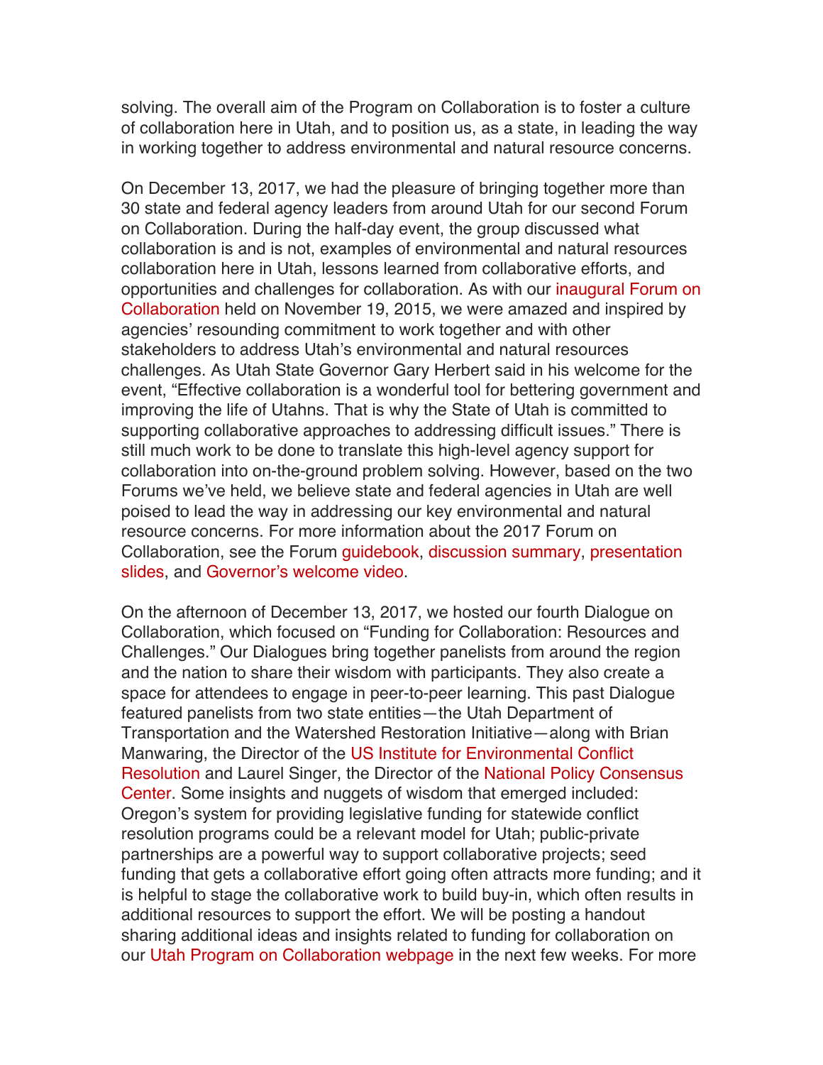solving. The overall aim of the Program on Collaboration is to foster a culture of collaboration here in Utah, and to position us, as a state, in leading the way in working together to address environmental and natural resource concerns.

On December 13, 2017, we had the pleasure of bringing together more than 30 state and federal agency leaders from around Utah for our second Forum on Collaboration. During the half-day event, the group discussed what collaboration is and is not, examples of environmental and natural resources collaboration here in Utah, lessons learned from collaborative efforts, and opportunities and challenges for collaboration. As with our inaugural Forum on Collaboration held on November 19, 2015, we were amazed and inspired by agencies' resounding commitment to work together and with other stakeholders to address Utah's environmental and natural resources challenges. As Utah State Governor Gary Herbert said in his welcome for the event, "Effective collaboration is a wonderful tool for bettering government and improving the life of Utahns. That is why the State of Utah is committed to supporting collaborative approaches to addressing difficult issues." There is still much work to be done to translate this high-level agency support for collaboration into on-the-ground problem solving. However, based on the two Forums we've held, we believe state and federal agencies in Utah are well poised to lead the way in addressing our key environmental and natural resource concerns. For more information about the 2017 Forum on Collaboration, see the Forum guidebook, discussion summary, presentation slides, and Governor's welcome video.

On the afternoon of December 13, 2017, we hosted our fourth Dialogue on Collaboration, which focused on "Funding for Collaboration: Resources and Challenges." Our Dialogues bring together panelists from around the region and the nation to share their wisdom with participants. They also create a space for attendees to engage in peer-to-peer learning. This past Dialogue featured panelists from two state entities—the Utah Department of Transportation and the Watershed Restoration Initiative—along with Brian Manwaring, the Director of the US Institute for Environmental Conflict Resolution and Laurel Singer, the Director of the National Policy Consensus Center. Some insights and nuggets of wisdom that emerged included: Oregon's system for providing legislative funding for statewide conflict resolution programs could be a relevant model for Utah; public-private partnerships are a powerful way to support collaborative projects; seed funding that gets a collaborative effort going often attracts more funding; and it is helpful to stage the collaborative work to build buy-in, which often results in additional resources to support the effort. We will be posting a handout sharing additional ideas and insights related to funding for collaboration on our Utah Program on Collaboration webpage in the next few weeks. For more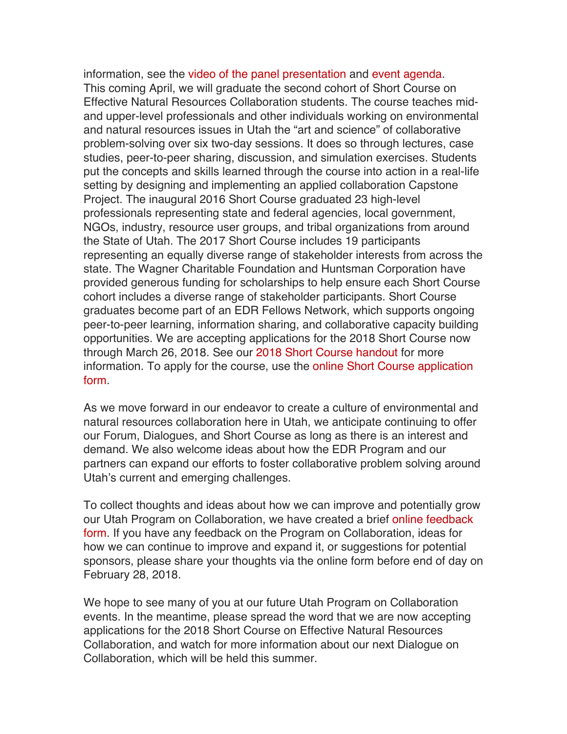information, see the video of the panel presentation and event agenda.
This coming April, we will graduate the second cohort of Short Course on Effective Natural Resources Collaboration students. The course teaches mid- and upper-level professionals and other individuals working on environmental and natural resources issues in Utah the “art and science” of collaborative problem-solving over six two-day sessions. It does so through lectures, case studies, peer-to-peer sharing, discussion, and simulation exercises. Students put the concepts and skills learned through the course into action in a real-life setting by designing and implementing an applied collaboration Capstone Project. The inaugural 2016 Short Course graduated 23 high-level professionals representing state and federal agencies, local government, NGOs, industry, resource user groups, and tribal organizations from around the State of Utah. The 2017 Short Course includes 19 participants representing an equally diverse range of stakeholder interests from across the state. The Wagner Charitable Foundation and Huntsman Corporation have provided generous funding for scholarships to help ensure each Short Course cohort includes a diverse range of stakeholder participants. Short Course graduates become part of an EDR Fellows Network, which supports ongoing peer-to-peer learning, information sharing, and collaborative capacity building opportunities. We are accepting applications for the 2018 Short Course now through March 26, 2018. See our 2018 Short Course handout for more information. To apply for the course, use the online Short Course application form.

As we move forward in our endeavor to create a culture of environmental and natural resources collaboration here in Utah, we anticipate continuing to offer our Forum, Dialogues, and Short Course as long as there is an interest and demand. We also welcome ideas about how the EDR Program and our partners can expand our efforts to foster collaborative problem solving around Utah’s current and emerging challenges.

To collect thoughts and ideas about how we can improve and potentially grow our Utah Program on Collaboration, we have created a brief online feedback form. If you have any feedback on the Program on Collaboration, ideas for how we can continue to improve and expand it, or suggestions for potential sponsors, please share your thoughts via the online form before end of day on February 28, 2018.

We hope to see many of you at our future Utah Program on Collaboration events. In the meantime, please spread the word that we are now accepting applications for the 2018 Short Course on Effective Natural Resources Collaboration, and watch for more information about our next Dialogue on Collaboration, which will be held this summer.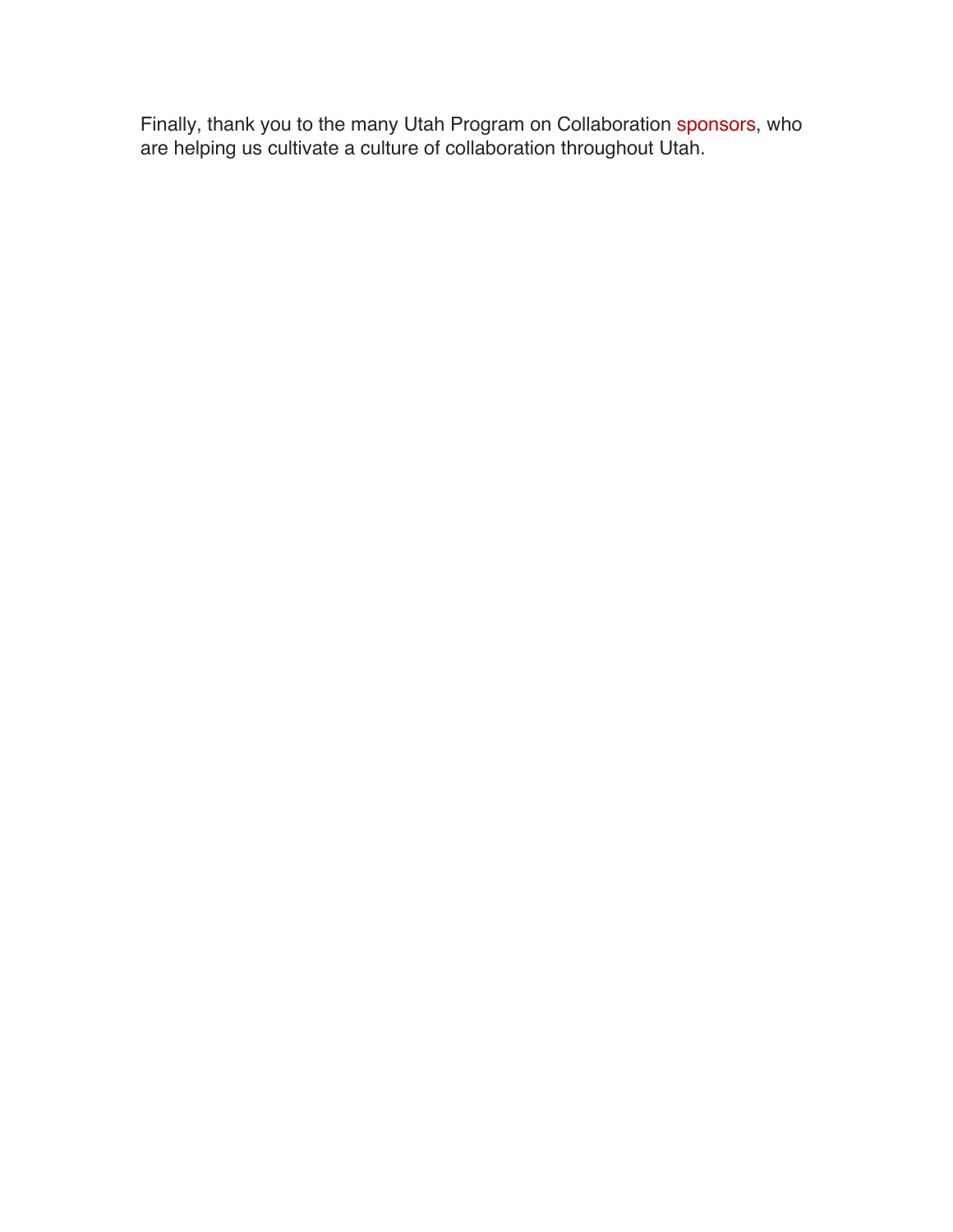Finally, thank you to the many Utah Program on Collaboration sponsors, who are helping us cultivate a culture of collaboration throughout Utah.